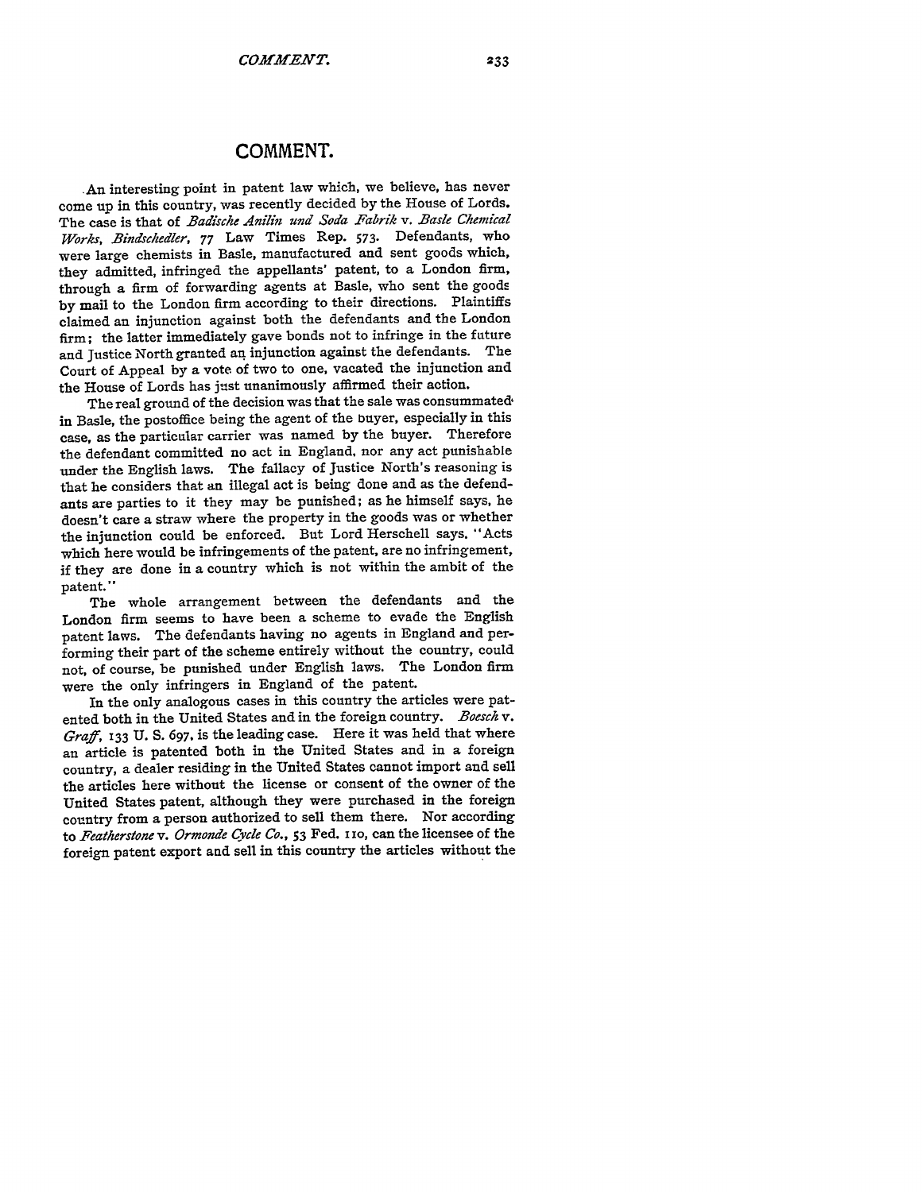# COMMENT.

An interesting point in patent law which, we believe, has never come up in this country, was recently decided by the House of Lords. The case is that of *Badische Anilin und Soda Fabrik* v. *Basle Chemical Works, Bindschedler*, 77 Law Times Rep. 573. Defendants, who were large chemists in Basle, manufactured and sent goods which, they admitted, infringed the appellants' patent, to a London firm, through a firm of forwarding agents at Basle, who sent the goods by mail to the London firm according to their directions. Plaintiffs claimed an injunction against both the defendants and the London firm; the latter immediately gave bonds not to infringe in the future and Justice North granted an injunction against the defendants. The Court of Appeal by a vote of two to one, vacated the injunction and the House of Lords has just unanimously affirmed their action.

The real ground of the decision was that the sale was consummated in Basle, the postoffice being the agent of the buyer, especially in this case, as the particular carrier was named by the buyer. Therefore the defendant committed no act in England, nor any act punishable under the English laws. The fallacy of Justice North's reasoning is that he considers that an illegal act is being done and as the defendants are parties to it they may be punished; as he himself says, he doesn't care a straw where the property in the goods was or whether the injunction could be enforced. But Lord Herschell says, "Acts which here would be infringements of the patent, are no infringement, if they are done in a country which is not within the ambit of the patent."

The whole arrangement between the defendants and the London firm seems to have been a scheme to evade the English patent laws. The defendants having no agents in England and performing their part of the scheme entirely without the country, could not, of course, be punished under English laws. The London firm were the only infringers in England of the patent.

In the only analogous cases in this country the articles were patented both in the United States and in the foreign country. *Boesch* v. *Graff*, 133 U. S. 697, is the leading case. Here it was held that where an article is patented both in the United States and in a foreign country, a dealer residing in the United States cannot import and sell the articles here without the license or consent of the owner of the United States patent, although they were purchased in the foreign country from a person authorized to sell them there. Nor according to *Featherstone* v. *Ormonde Cycle Co.*, 53 Fed. 110, can the licensee of the foreign patent export and sell in this country the articles without the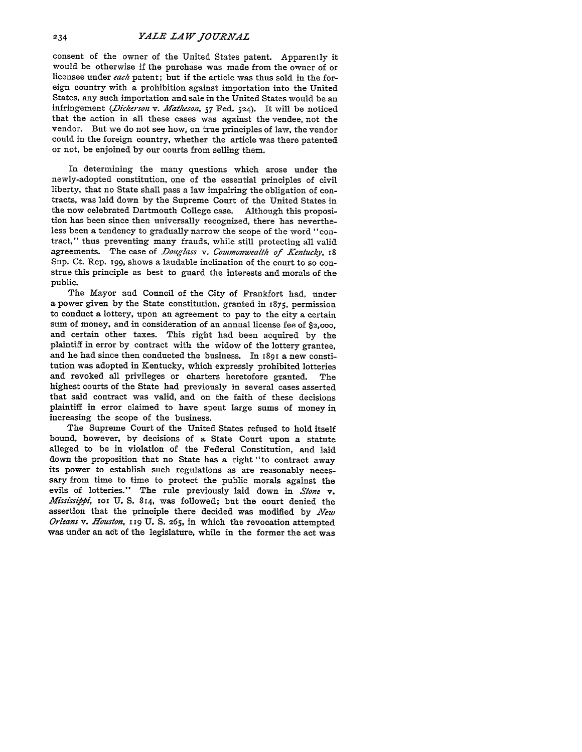consent of the owner of the United States patent. Apparently it would be otherwise if the purchase was made from the owner of or licensee under *each* patent; but if the article was thus sold in the foreign country with a prohibition against importation into the United States, any such importation and sale in the United States would be an infringement (*Dickerson* v. *Matheson*, 57 Fed. 524). It will be noticed that the action in all these cases was against the vendee, not the vendor. But we do not see how, on true principles of law, the vendor could in the foreign country, whether the article was there patented or not, be enjoined by our courts from selling them.

In determining the many questions which arose under the newly-adopted constitution, one of the essential principles of civil liberty, that no State shall pass a law impairing the obligation of contracts, was laid down by the Supreme Court of the United States in the now celebrated Dartmouth College case. Although this proposition has been since then universally recognized, there has nevertheless been a tendency to gradually narrow the scope of the word "contract," thus preventing many frauds, while still protecting all valid agreements. The case of *Douglass* v. *Commonwealth of Kentucky*, 18 Sup. Ct. Rep. 199, shows a laudable inclination of the court to so construe this principle as best to guard the interests and morals of the public.

The Mayor and Council of the City of Frankfort had, under a power given by the State constitution, granted in 1875, permission to conduct a lottery, upon an agreement to pay to the city a certain sum of money, and in consideration of an annual license fee of $2,000, and certain other taxes. This right had been acquired by the plaintiff in error by contract with the widow of the lottery grantee, and he had since then conducted the business. In 1891 a new constitution was adopted in Kentucky, which expressly prohibited lotteries and revoked all privileges or charters heretofore granted. The highest courts of the State had previously in several cases asserted that said contract was valid, and on the faith of these decisions plaintiff in error claimed to have spent large sums of money in increasing the scope of the business.

The Supreme Court of the United States refused to hold itself bound, however, by decisions of a State Court upon a statute alleged to be in violation of the Federal Constitution, and laid down the proposition that no State has a right "to contract away its power to establish such regulations as are reasonably necessary from time to time to protect the public morals against the evils of lotteries." The rule previously laid down in *Stone* v. *Mississippi*, 101 U. S. 814, was followed; but the court denied the assertion that the principle there decided was modified by *New Orleans* v. *Houston*, 119 U. S. 265, in which the revocation attempted was under an act of the legislature, while in the former the act was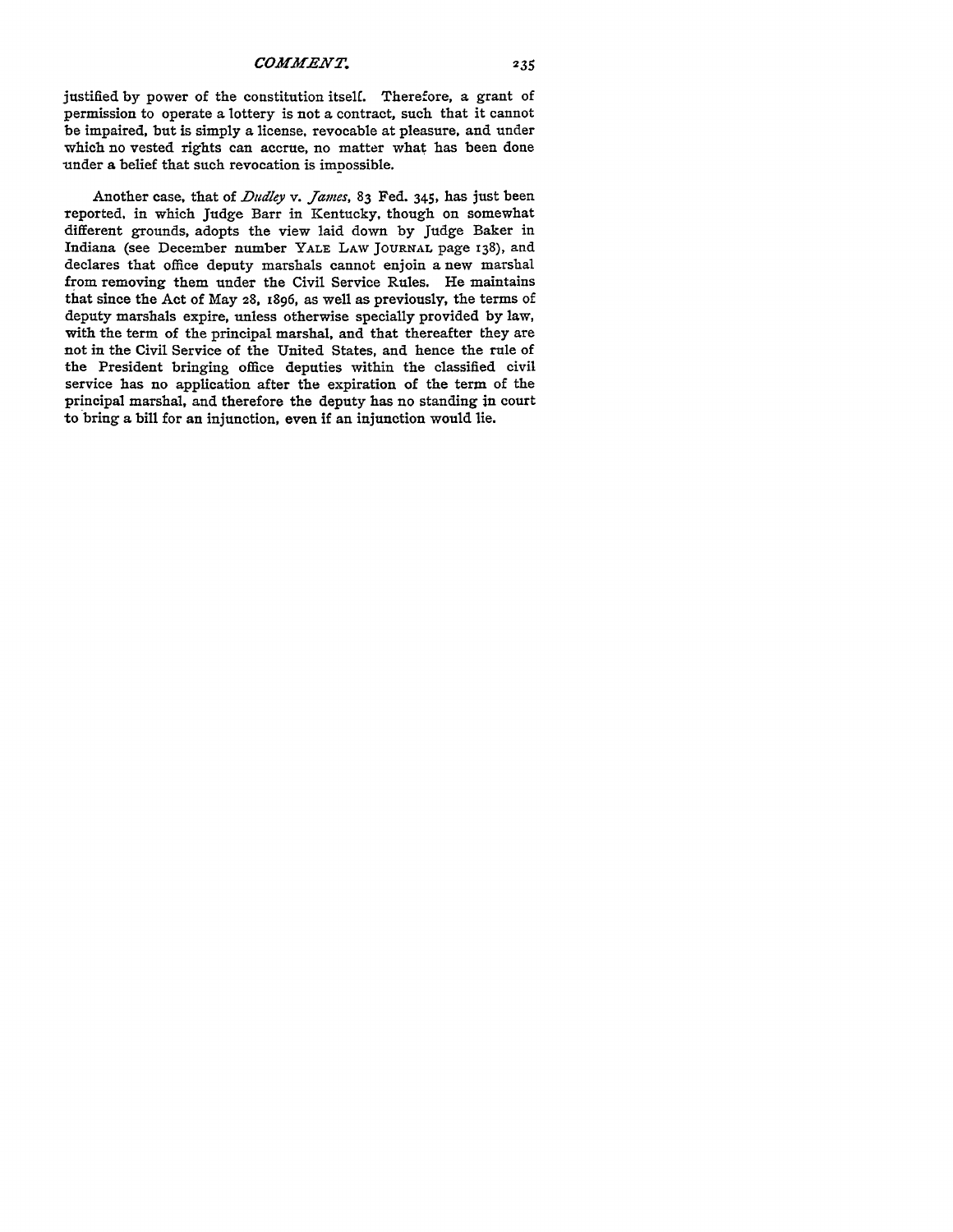justified by power of the constitution itself. Therefore, a grant of permission to operate a lottery is not a contract, such that it cannot be impaired, but is simply a license, revocable at pleasure, and under which no vested rights can accrue, no matter what has been done under a belief that such revocation is impossible.

Another case, that of *Dudley* v. *James*, 83 Fed. 345, has just been reported, in which Judge Barr in Kentucky, though on somewhat different grounds, adopts the view laid down by Judge Baker in Indiana (see December number YALE LAW JOURNAL page 138), and declares that office deputy marshals cannot enjoin a new marshal from removing them under the Civil Service Rules. He maintains that since the Act of May 28, 1896, as well as previously, the terms of deputy marshals expire, unless otherwise specially provided by law, with the term of the principal marshal, and that thereafter they are not in the Civil Service of the United States, and hence the rule of the President bringing office deputies within the classified civil service has no application after the expiration of the term of the principal marshal, and therefore the deputy has no standing in court to bring a bill for an injunction, even if an injunction would lie.